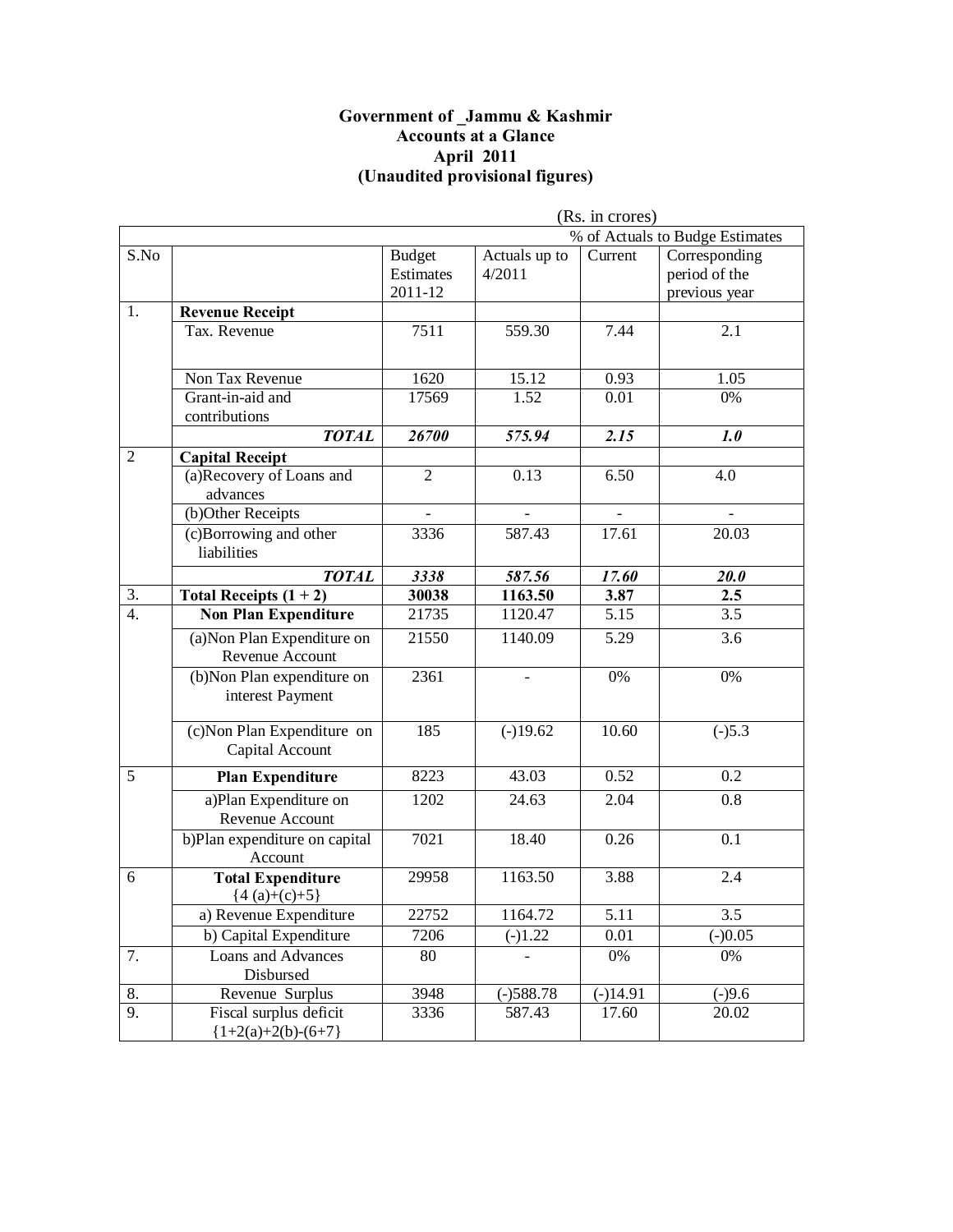**Government of _Jammu & Kashmir**
**Accounts at a Glance**
**April 2011**
**(Unaudited provisional figures)**

(Rs. in crores)

| S.No | | Budget Estimates 2011-12 | Actuals up to 4/2011 | % of Actuals to Budge Estimates | |
|---|---|---|---|---|---|
| | | | | Current | Corresponding period of the previous year |
| 1. | **Revenue Receipt** | | | | |
| | Tax. Revenue | 7511 | 559.30 | 7.44 | 2.1 |
| | Non Tax Revenue | 1620 | 15.12 | 0.93 | 1.05 |
| | Grant-in-aid and contributions | 17569 | 1.52 | 0.01 | 0% |
| | ***TOTAL*** | ***26700*** | ***575.94*** | ***2.15*** | ***1.0*** |
| 2 | **Capital Receipt** | | | | |
| | (a)Recovery of Loans and advances | 2 | 0.13 | 6.50 | 4.0 |
| | (b)Other Receipts | - | - | - | - |
| | (c)Borrowing and other liabilities | 3336 | 587.43 | 17.61 | 20.03 |
| | ***TOTAL*** | ***3338*** | ***587.56*** | ***17.60*** | ***20.0*** |
| 3. | **Total Receipts (1 + 2)** | **30038** | **1163.50** | **3.87** | **2.5** |
| 4. | **Non Plan Expenditure** | 21735 | 1120.47 | 5.15 | 3.5 |
| | (a)Non Plan Expenditure on Revenue Account | 21550 | 1140.09 | 5.29 | 3.6 |
| | (b)Non Plan expenditure on interest Payment | 2361 | - | 0% | 0% |
| | (c)Non Plan Expenditure on Capital Account | 185 | (-)19.62 | 10.60 | (-)5.3 |
| 5 | **Plan Expenditure** | 8223 | 43.03 | 0.52 | 0.2 |
| | a)Plan Expenditure on Revenue Account | 1202 | 24.63 | 2.04 | 0.8 |
| | b)Plan expenditure on capital Account | 7021 | 18.40 | 0.26 | 0.1 |
| 6 | **Total Expenditure** {4 (a)+(c)+5} | 29958 | 1163.50 | 3.88 | 2.4 |
| | a) Revenue Expenditure | 22752 | 1164.72 | 5.11 | 3.5 |
| | b) Capital Expenditure | 7206 | (-)1.22 | 0.01 | (-)0.05 |
| 7. | Loans and Advances Disbursed | 80 | - | 0% | 0% |
| 8. | Revenue Surplus | 3948 | (-)588.78 | (-)14.91 | (-)9.6 |
| 9. | Fiscal surplus deficit {1+2(a)+2(b)-(6+7} | 3336 | 587.43 | 17.60 | 20.02 |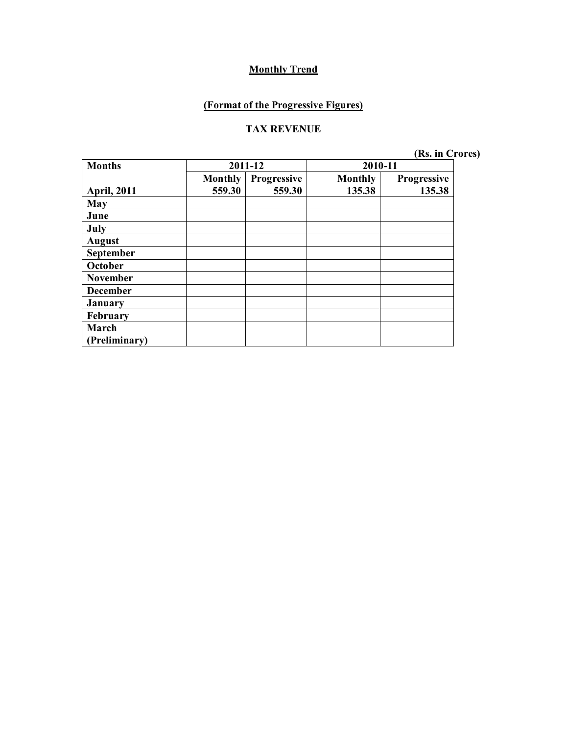**Monthly Trend**

**(Format of the Progressive Figures)**

**TAX REVENUE**

**(Rs. in Crores)**

| Months | 2011-12 | | 2010-11 | |
|---|---|---|---|---|
| | Monthly | Progressive | Monthly | Progressive |
| April, 2011 | 559.30 | 559.30 | 135.38 | 135.38 |
| May | | | | |
| June | | | | |
| July | | | | |
| August | | | | |
| September | | | | |
| October | | | | |
| November | | | | |
| December | | | | |
| January | | | | |
| February | | | | |
| March (Preliminary) | | | | |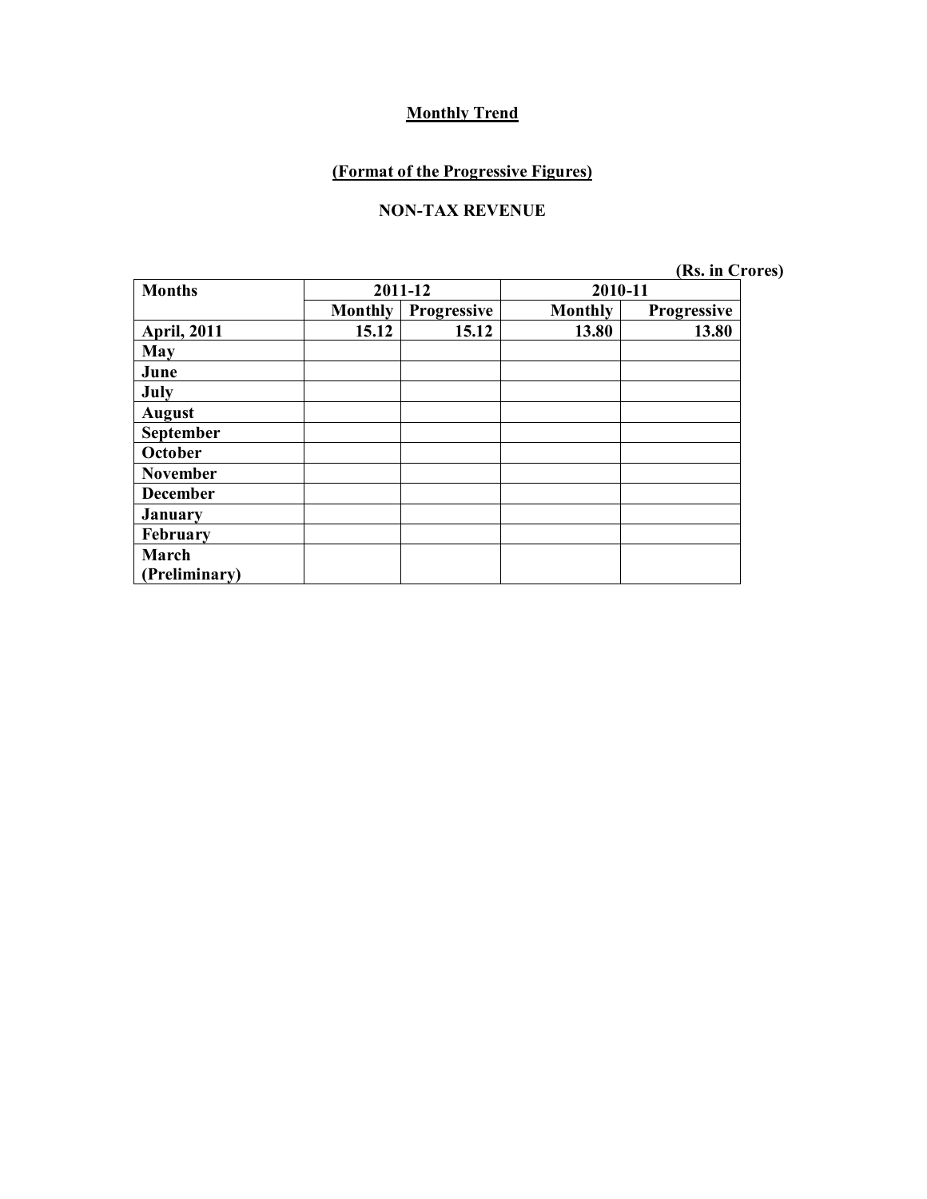**Monthly Trend**

**(Format of the Progressive Figures)**

**NON-TAX REVENUE**

**(Rs. in Crores)**

| Months | 2011-12 | | 2010-11 | |
|---|---|---|---|---|
| | Monthly | Progressive | Monthly | Progressive |
| April, 2011 | 15.12 | 15.12 | 13.80 | 13.80 |
| May | | | | |
| June | | | | |
| July | | | | |
| August | | | | |
| September | | | | |
| October | | | | |
| November | | | | |
| December | | | | |
| January | | | | |
| February | | | | |
| March (Preliminary) | | | | |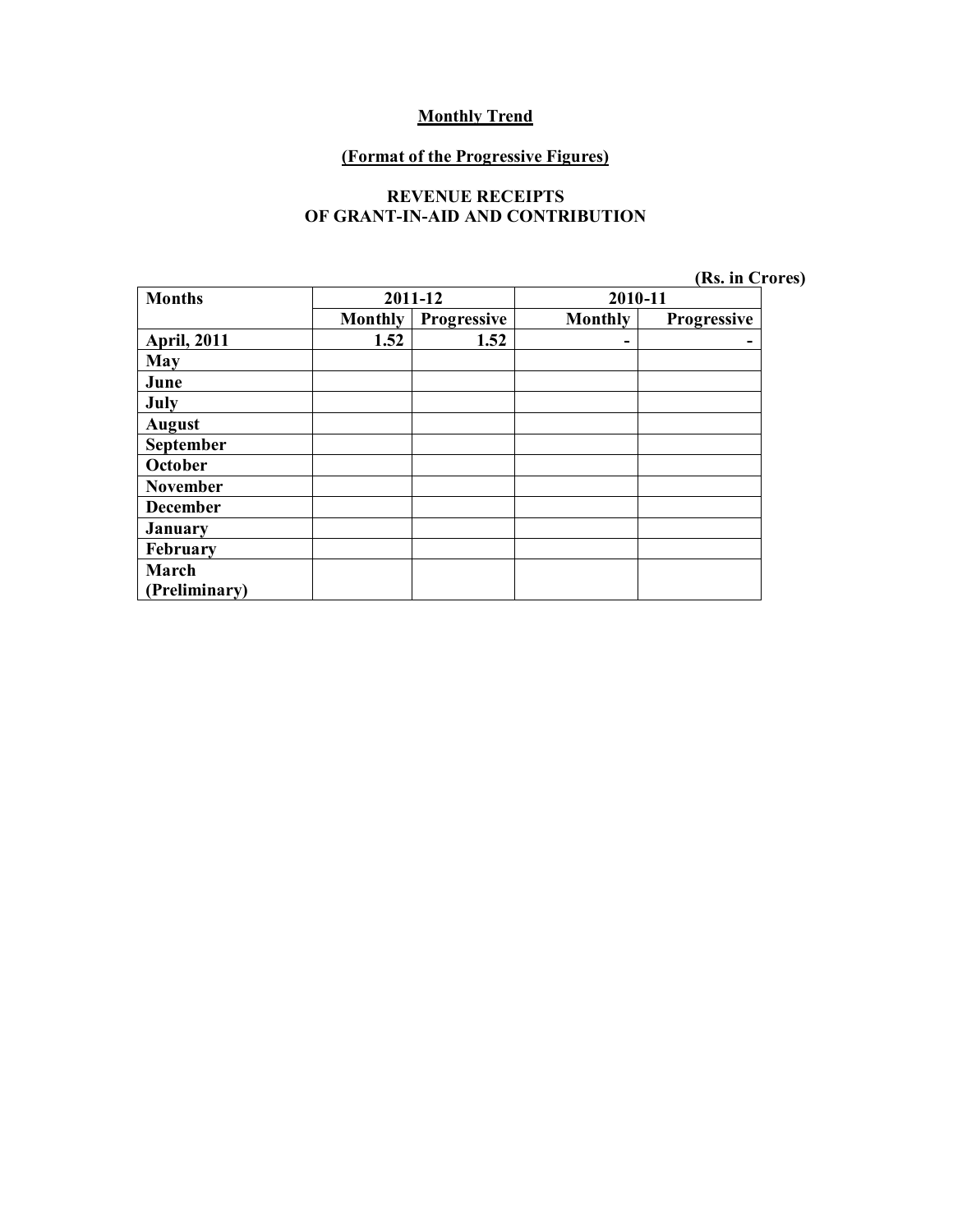**Monthly Trend**

**(Format of the Progressive Figures)**

**REVENUE RECEIPTS**
**OF GRANT-IN-AID AND CONTRIBUTION**

(Rs. in Crores)

| Months | 2011-12 | | 2010-11 | |
|---|---|---|---|---|
| | Monthly | Progressive | Monthly | Progressive |
| April, 2011 | 1.52 | 1.52 | - | - |
| May | | | | |
| June | | | | |
| July | | | | |
| August | | | | |
| September | | | | |
| October | | | | |
| November | | | | |
| December | | | | |
| January | | | | |
| February | | | | |
| March (Preliminary) | | | | |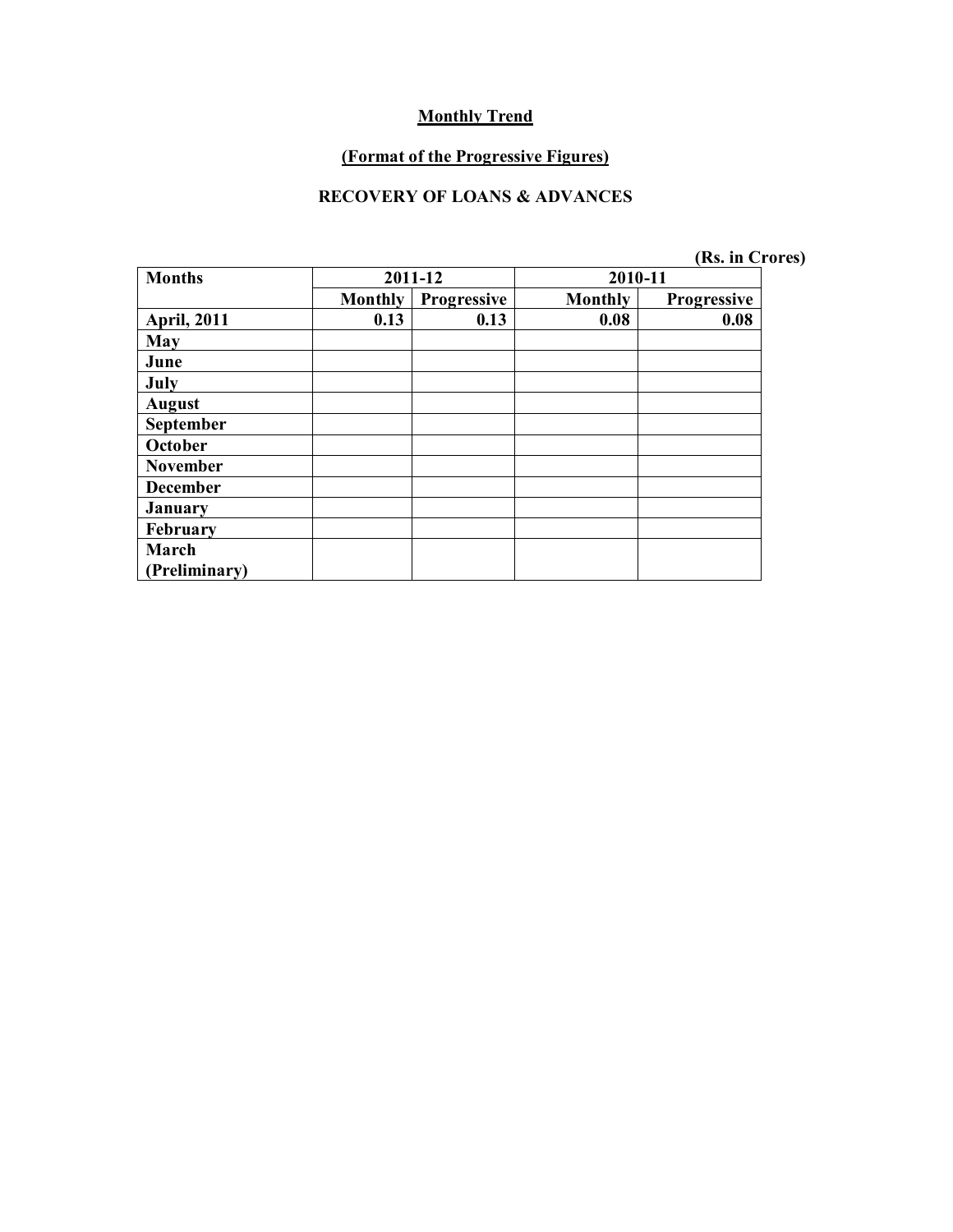**Monthly Trend**

**(Format of the Progressive Figures)**

**RECOVERY OF LOANS & ADVANCES**

(Rs. in Crores)

| Months | 2011-12 | | 2010-11 | |
|---|---|---|---|---|
| | Monthly | Progressive | Monthly | Progressive |
| April, 2011 | 0.13 | 0.13 | 0.08 | 0.08 |
| May | | | | |
| June | | | | |
| July | | | | |
| August | | | | |
| September | | | | |
| October | | | | |
| November | | | | |
| December | | | | |
| January | | | | |
| February | | | | |
| March (Preliminary) | | | | |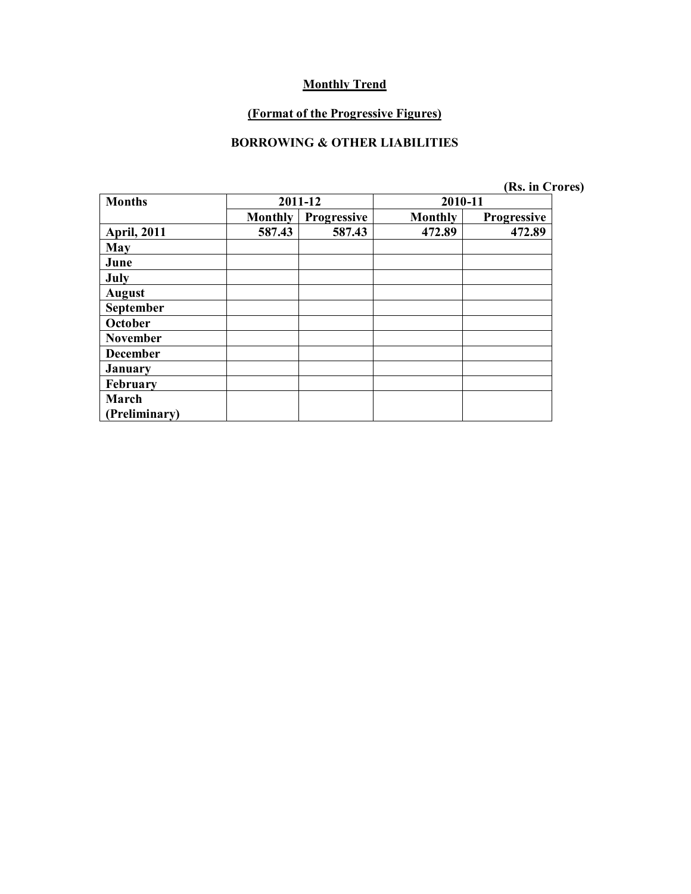**Monthly Trend**

**(Format of the Progressive Figures)**

**BORROWING & OTHER LIABILITIES**

**(Rs. in Crores)**

| **Months** | **2011-12** | | **2010-11** | |
|---|---|---|---|---|
| | **Monthly** | **Progressive** | **Monthly** | **Progressive** |
| **April, 2011** | **587.43** | **587.43** | **472.89** | **472.89** |
| **May** | | | | |
| **June** | | | | |
| **July** | | | | |
| **August** | | | | |
| **September** | | | | |
| **October** | | | | |
| **November** | | | | |
| **December** | | | | |
| **January** | | | | |
| **February** | | | | |
| **March (Preliminary)** | | | | |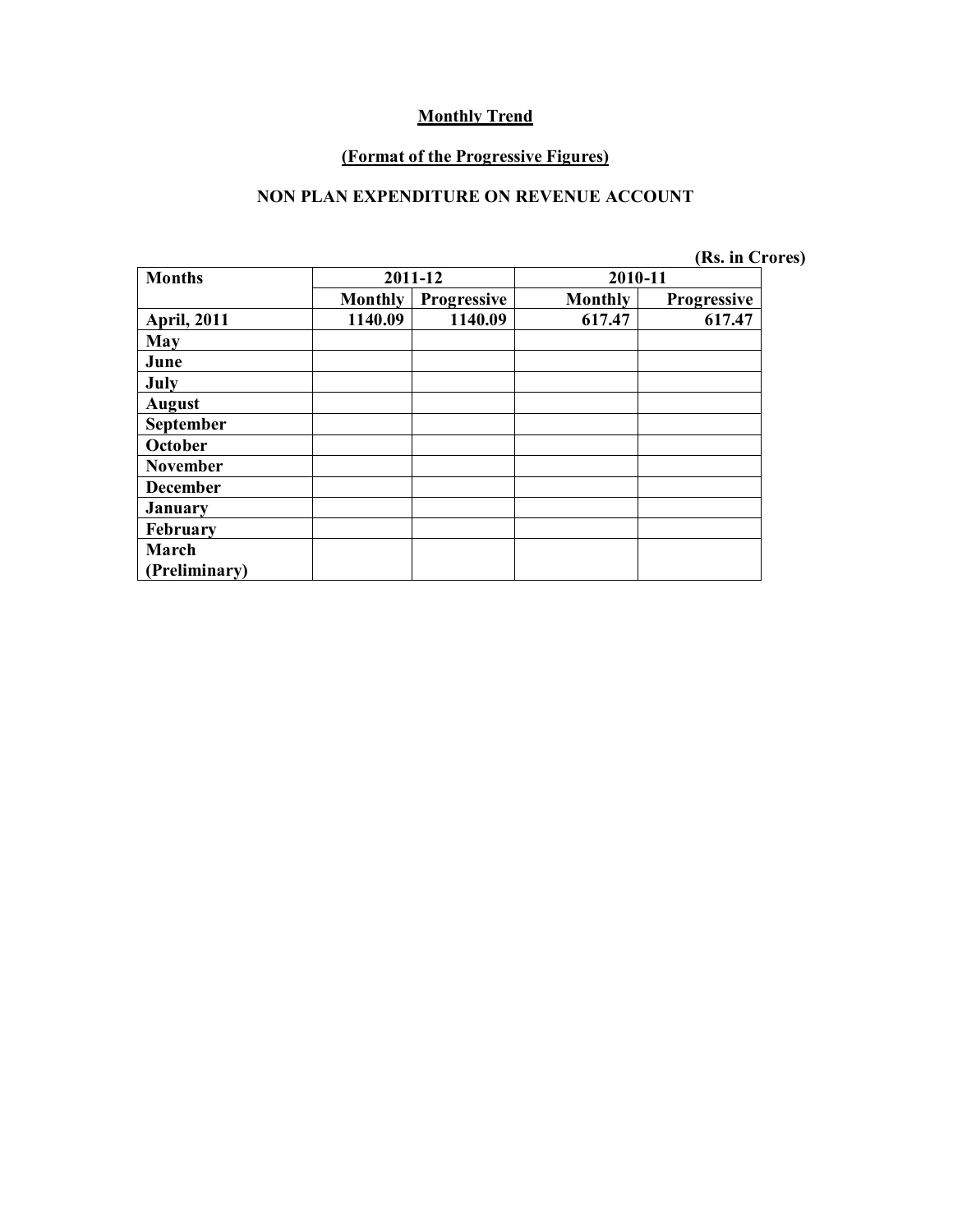## Monthly Trend

### (Format of the Progressive Figures)

### NON PLAN EXPENDITURE ON REVENUE ACCOUNT

(Rs. in Crores)

| Months | 2011-12 | | 2010-11 | |
|---|---|---|---|---|
| | Monthly | Progressive | Monthly | Progressive |
| April, 2011 | 1140.09 | 1140.09 | 617.47 | 617.47 |
| May | | | | |
| June | | | | |
| July | | | | |
| August | | | | |
| September | | | | |
| October | | | | |
| November | | | | |
| December | | | | |
| January | | | | |
| February | | | | |
| March (Preliminary) | | | | |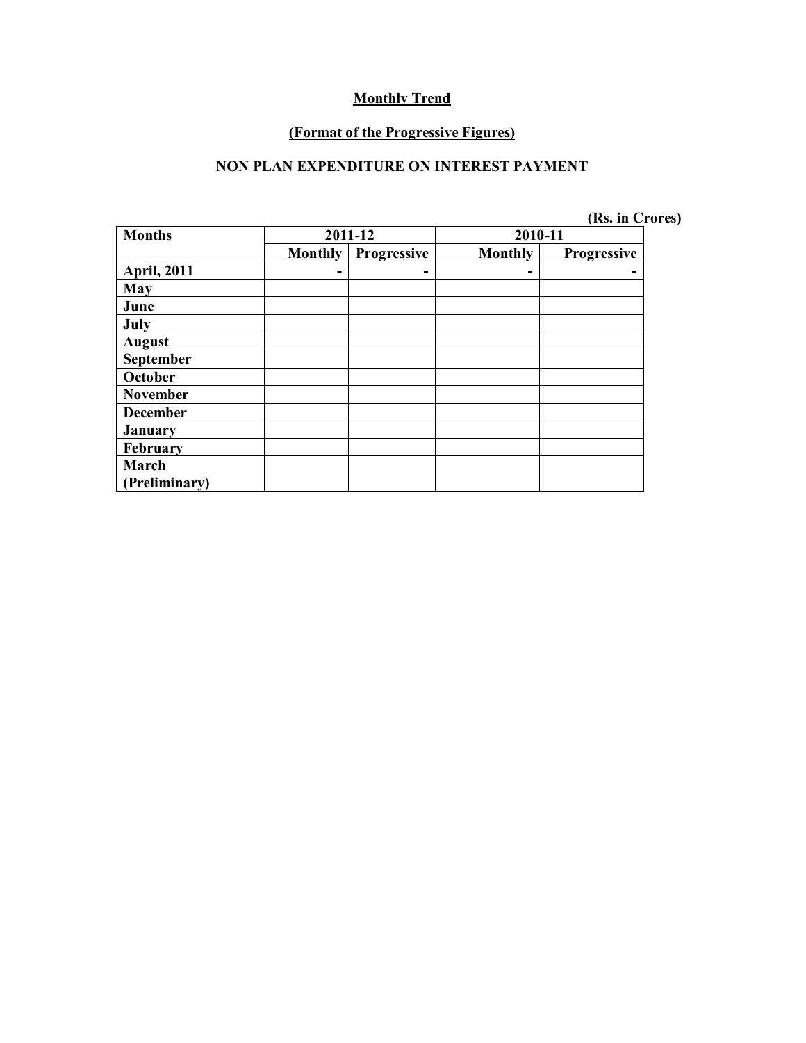**Monthly Trend**

**(Format of the Progressive Figures)**

**NON PLAN EXPENDITURE ON INTEREST PAYMENT**

**(Rs. in Crores)**

| Months | 2011-12 | | 2010-11 | |
|---|---|---|---|---|
| | Monthly | Progressive | Monthly | Progressive |
| April, 2011 | - | - | - | - |
| May | | | | |
| June | | | | |
| July | | | | |
| August | | | | |
| September | | | | |
| October | | | | |
| November | | | | |
| December | | | | |
| January | | | | |
| February | | | | |
| March (Preliminary) | | | | |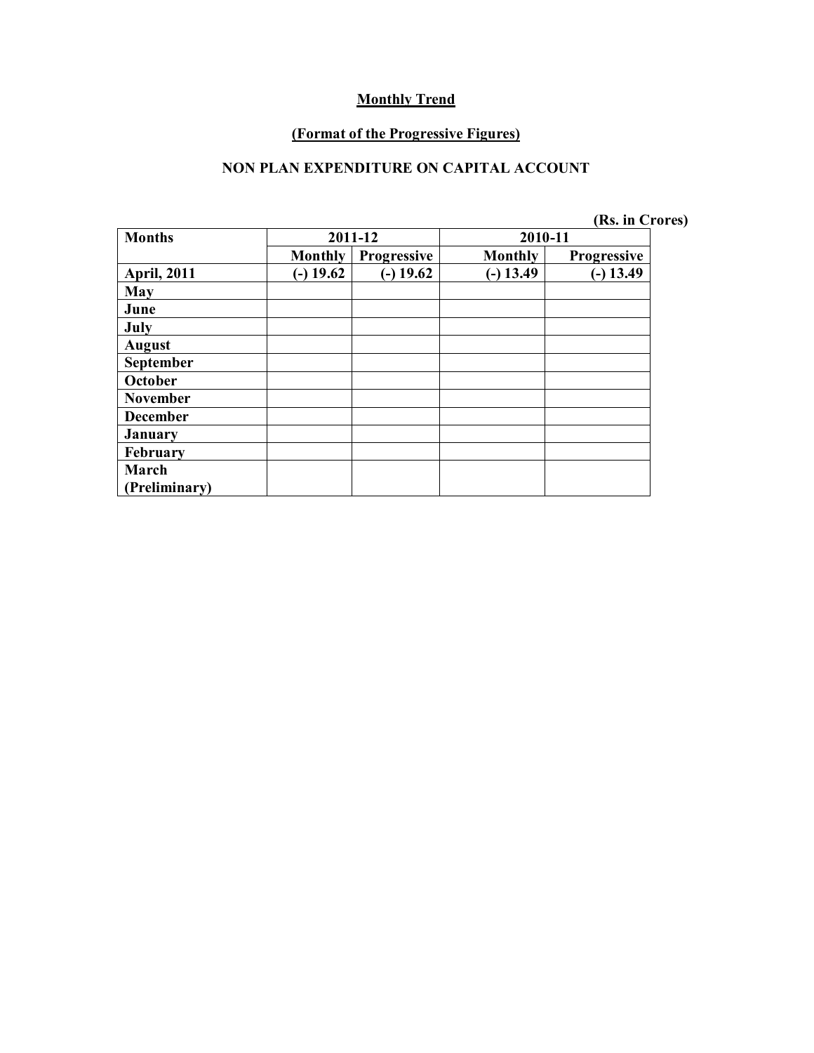**Monthly Trend**

**(Format of the Progressive Figures)**

**NON PLAN EXPENDITURE ON CAPITAL ACCOUNT**

**(Rs. in Crores)**

| Months | 2011-12 | | 2010-11 | |
|---|---|---|---|---|
| | Monthly | Progressive | Monthly | Progressive |
| April, 2011 | (-) 19.62 | (-) 19.62 | (-) 13.49 | (-) 13.49 |
| May | | | | |
| June | | | | |
| July | | | | |
| August | | | | |
| September | | | | |
| October | | | | |
| November | | | | |
| December | | | | |
| January | | | | |
| February | | | | |
| March (Preliminary) | | | | |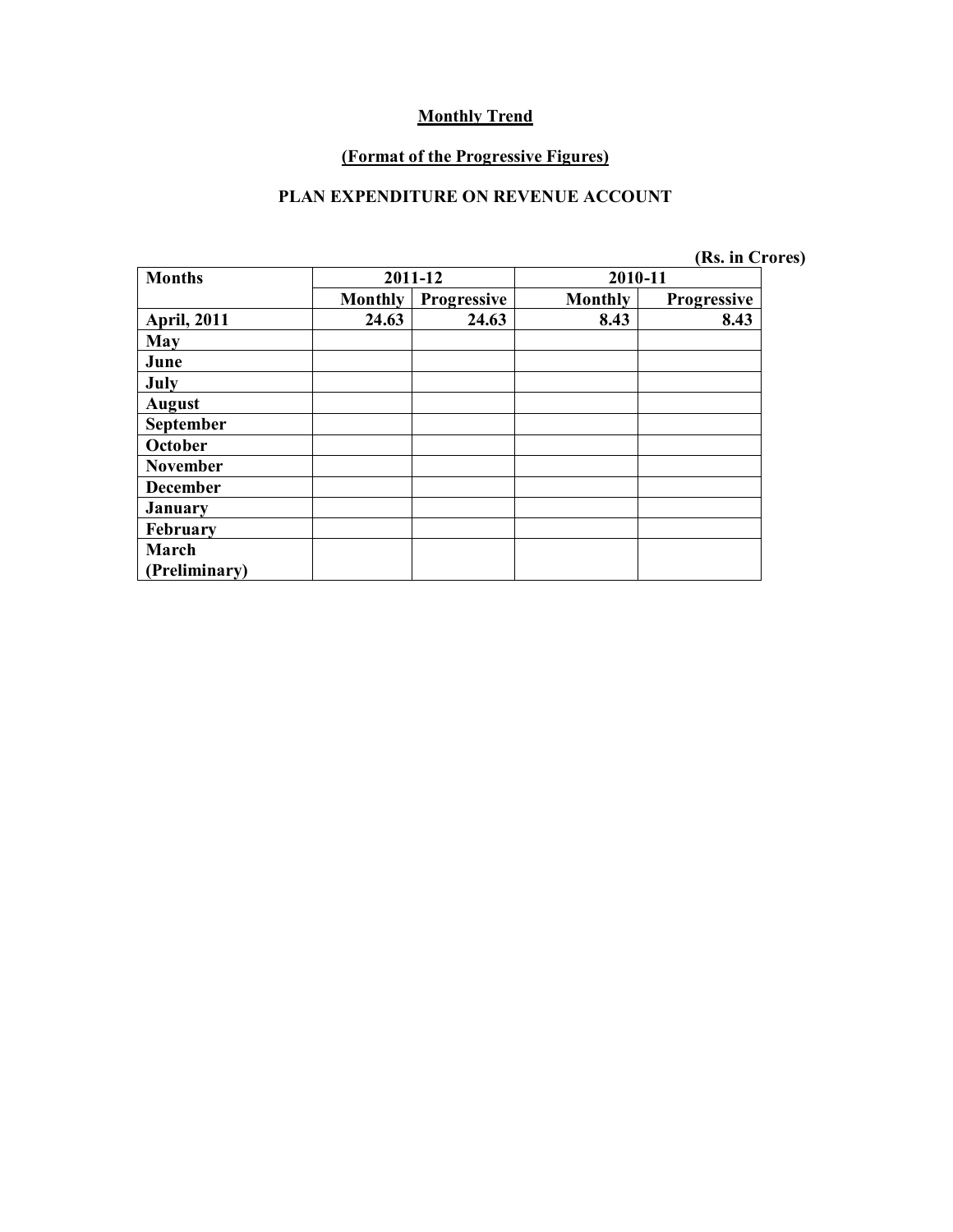**Monthly Trend**

**(Format of the Progressive Figures)**

**PLAN EXPENDITURE ON REVENUE ACCOUNT**

**(Rs. in Crores)**

| Months | 2011-12 | | 2010-11 | |
|---|---|---|---|---|
| | Monthly | Progressive | Monthly | Progressive |
| April, 2011 | 24.63 | 24.63 | 8.43 | 8.43 |
| May | | | | |
| June | | | | |
| July | | | | |
| August | | | | |
| September | | | | |
| October | | | | |
| November | | | | |
| December | | | | |
| January | | | | |
| February | | | | |
| March (Preliminary) | | | | |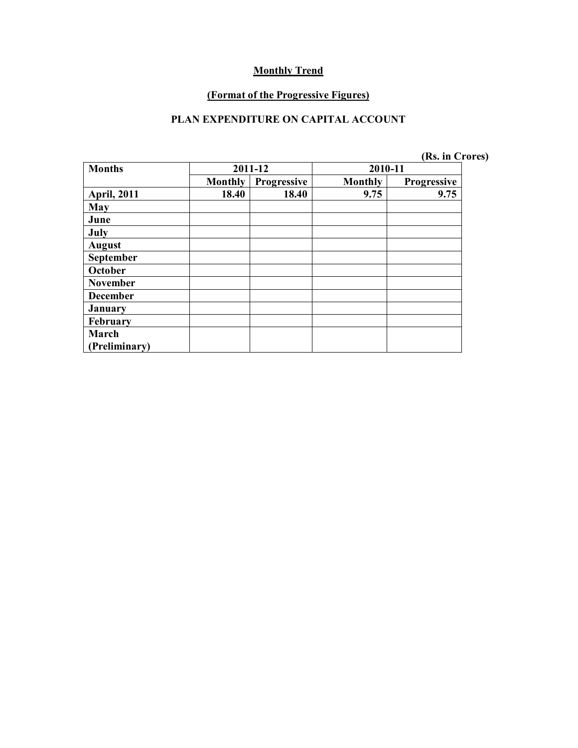## Monthly Trend

### (Format of the Progressive Figures)

### PLAN EXPENDITURE ON CAPITAL ACCOUNT

(Rs. in Crores)

| Months | 2011-12 | | 2010-11 | |
|---|---|---|---|---|
| | Monthly | Progressive | Monthly | Progressive |
| April, 2011 | 18.40 | 18.40 | 9.75 | 9.75 |
| May | | | | |
| June | | | | |
| July | | | | |
| August | | | | |
| September | | | | |
| October | | | | |
| November | | | | |
| December | | | | |
| January | | | | |
| February | | | | |
| March (Preliminary) | | | | |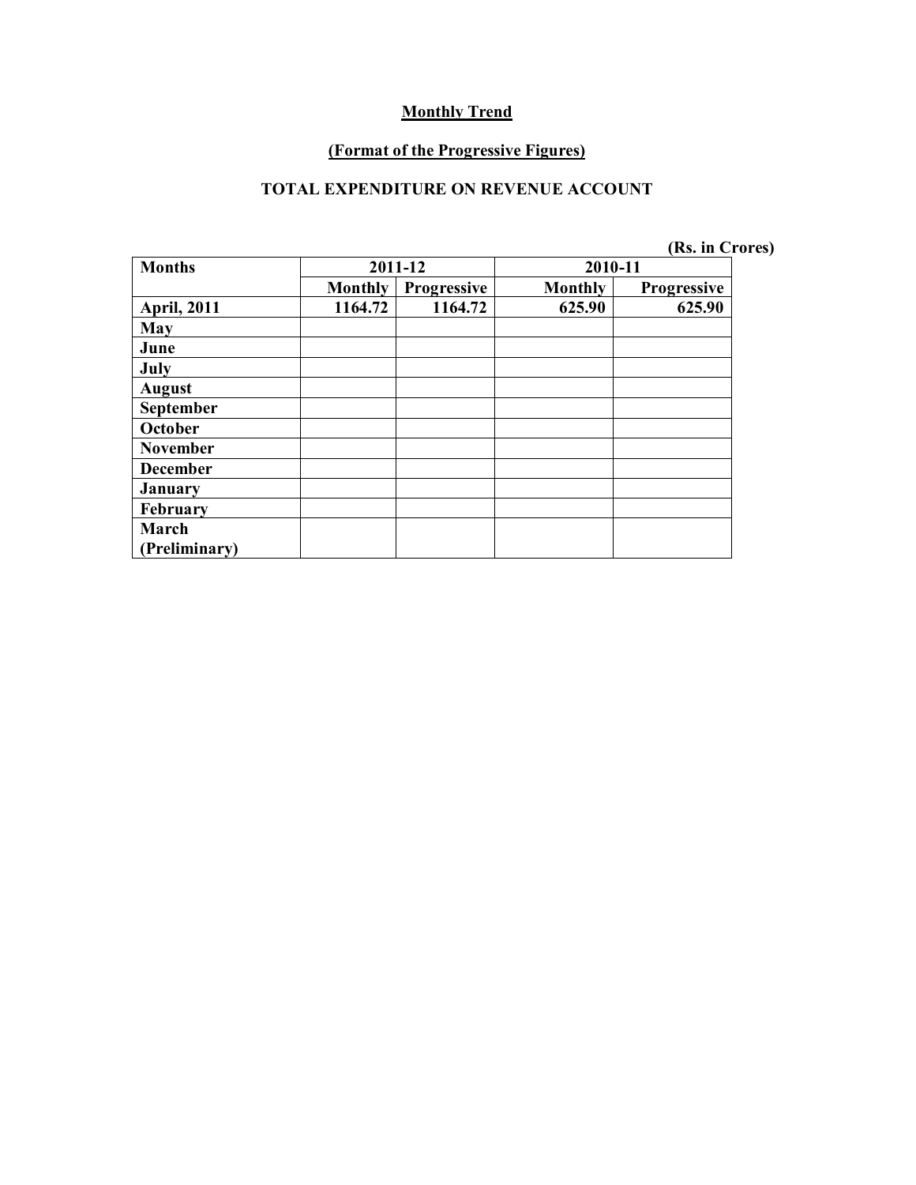**Monthly Trend**

**(Format of the Progressive Figures)**

**TOTAL EXPENDITURE ON REVENUE ACCOUNT**

(Rs. in Crores)

| Months | 2011-12 | | 2010-11 | |
|---|---|---|---|---|
| | Monthly | Progressive | Monthly | Progressive |
| April, 2011 | 1164.72 | 1164.72 | 625.90 | 625.90 |
| May | | | | |
| June | | | | |
| July | | | | |
| August | | | | |
| September | | | | |
| October | | | | |
| November | | | | |
| December | | | | |
| January | | | | |
| February | | | | |
| March (Preliminary) | | | | |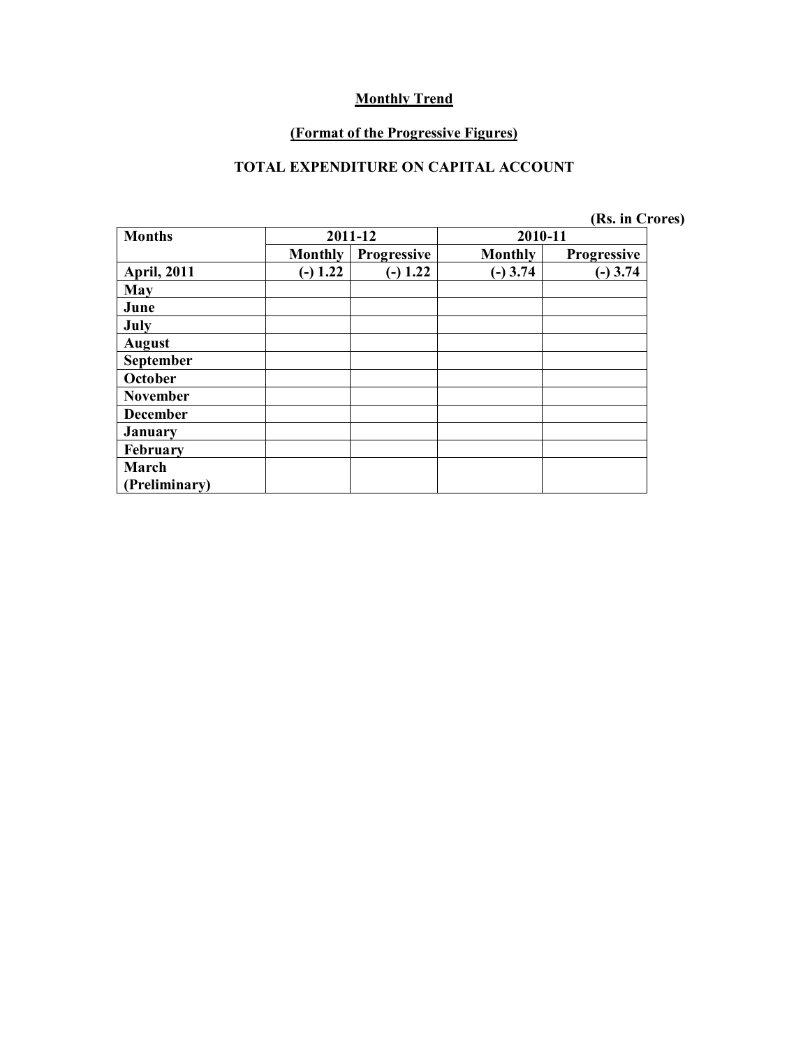## Monthly Trend

### (Format of the Progressive Figures)

### TOTAL EXPENDITURE ON CAPITAL ACCOUNT

(Rs. in Crores)

| Months | 2011-12 | | 2010-11 | |
|---|---|---|---|---|
| | Monthly | Progressive | Monthly | Progressive |
| April, 2011 | (-) 1.22 | (-) 1.22 | (-) 3.74 | (-) 3.74 |
| May | | | | |
| June | | | | |
| July | | | | |
| August | | | | |
| September | | | | |
| October | | | | |
| November | | | | |
| December | | | | |
| January | | | | |
| February | | | | |
| March (Preliminary) | | | | |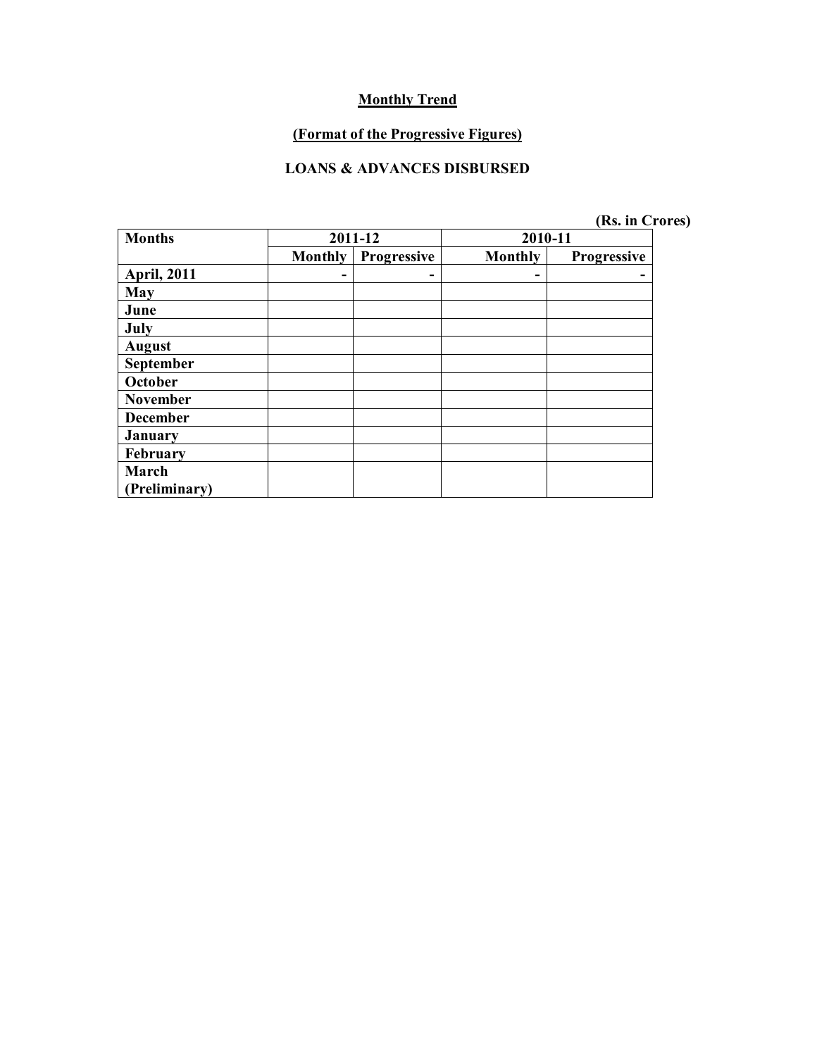**Monthly Trend**

**(Format of the Progressive Figures)**

**LOANS & ADVANCES DISBURSED**

**(Rs. in Crores)**

| Months | 2011-12 | | 2010-11 | |
|---|---|---|---|---|
| | Monthly | Progressive | Monthly | Progressive |
| April, 2011 | - | - | - | - |
| May | | | | |
| June | | | | |
| July | | | | |
| August | | | | |
| September | | | | |
| October | | | | |
| November | | | | |
| December | | | | |
| January | | | | |
| February | | | | |
| March (Preliminary) | | | | |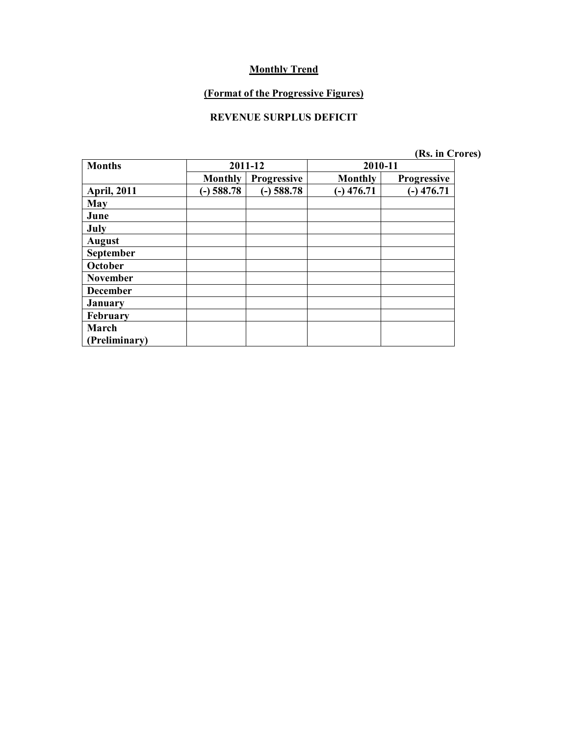**Monthly Trend**

**(Format of the Progressive Figures)**

**REVENUE SURPLUS DEFICIT**

**(Rs. in Crores)**

| Months | 2011-12 | | 2010-11 | |
|---|---|---|---|---|
| | Monthly | Progressive | Monthly | Progressive |
| April, 2011 | (-) 588.78 | (-) 588.78 | (-) 476.71 | (-) 476.71 |
| May | | | | |
| June | | | | |
| July | | | | |
| August | | | | |
| September | | | | |
| October | | | | |
| November | | | | |
| December | | | | |
| January | | | | |
| February | | | | |
| March (Preliminary) | | | | |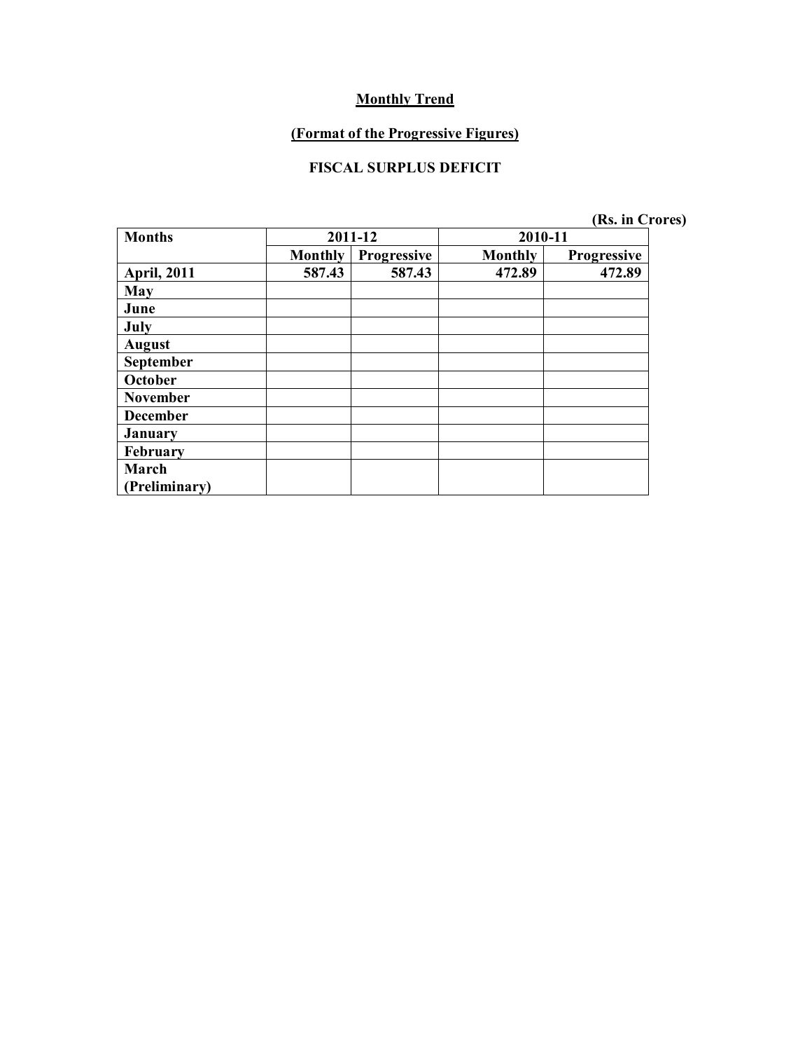**Monthly Trend**

**(Format of the Progressive Figures)**

**FISCAL SURPLUS DEFICIT**

(Rs. in Crores)

| Months | 2011-12 | | 2010-11 | |
|---|---|---|---|---|
| | Monthly | Progressive | Monthly | Progressive |
| April, 2011 | 587.43 | 587.43 | 472.89 | 472.89 |
| May | | | | |
| June | | | | |
| July | | | | |
| August | | | | |
| September | | | | |
| October | | | | |
| November | | | | |
| December | | | | |
| January | | | | |
| February | | | | |
| March (Preliminary) | | | | |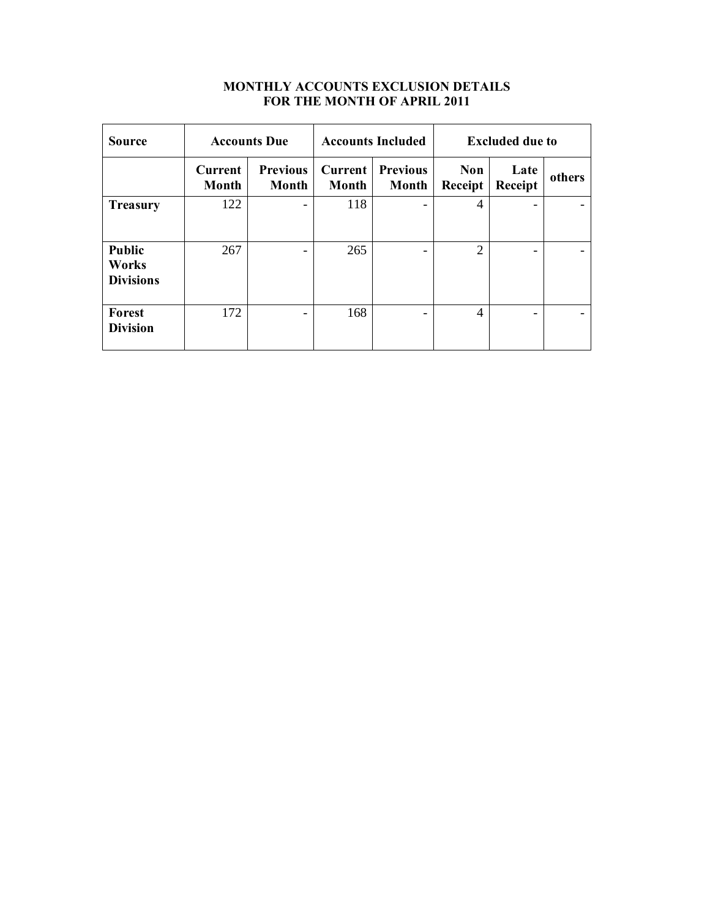**MONTHLY ACCOUNTS EXCLUSION DETAILS**
**FOR THE MONTH OF APRIL 2011**

| Source | Accounts Due | | Accounts Included | | Excluded due to | | |
|---|---|---|---|---|---|---|---|
| | Current Month | Previous Month | Current Month | Previous Month | Non Receipt | Late Receipt | others |
| **Treasury** | 122 | - | 118 | - | 4 | - | - |
| **Public Works Divisions** | 267 | - | 265 | - | 2 | - | - |
| **Forest Division** | 172 | - | 168 | - | 4 | - | - |